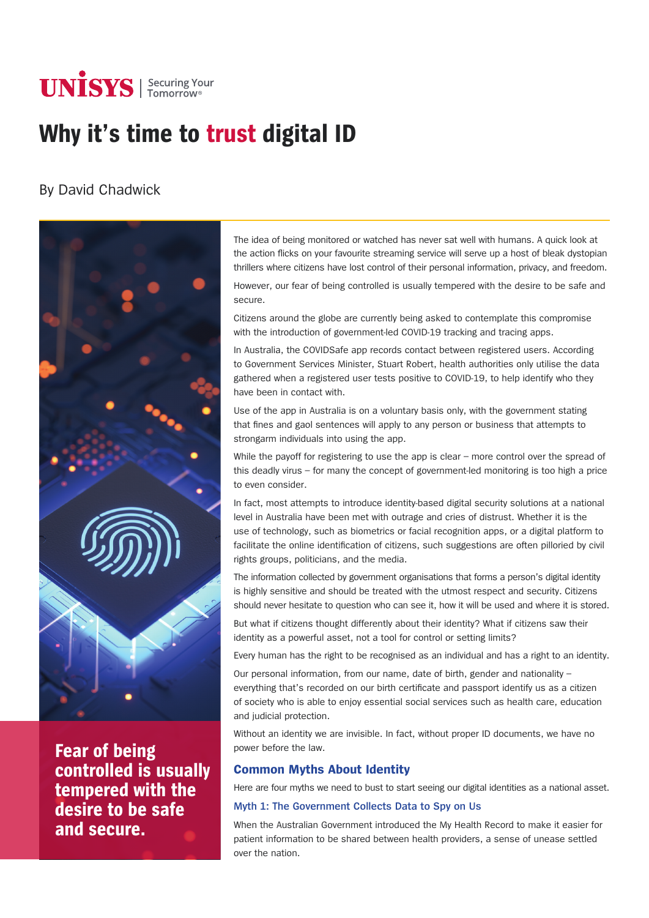UNISYS | Securing Your Tomorrow®

# Why it's time to trust digital ID

By David Chadwick

> **Fear of being controlled is usually tempered with the desire to be safe and secure.**

The idea of being monitored or watched has never sat well with humans. A quick look at the action flicks on your favourite streaming service will serve up a host of bleak dystopian thrillers where citizens have lost control of their personal information, privacy, and freedom.

However, our fear of being controlled is usually tempered with the desire to be safe and secure.

Citizens around the globe are currently being asked to contemplate this compromise with the introduction of government-led COVID-19 tracking and tracing apps.

In Australia, the COVIDSafe app records contact between registered users. According to Government Services Minister, Stuart Robert, health authorities only utilise the data gathered when a registered user tests positive to COVID-19, to help identify who they have been in contact with.

Use of the app in Australia is on a voluntary basis only, with the government stating that fines and gaol sentences will apply to any person or business that attempts to strongarm individuals into using the app.

While the payoff for registering to use the app is clear – more control over the spread of this deadly virus – for many the concept of government-led monitoring is too high a price to even consider.

In fact, most attempts to introduce identity-based digital security solutions at a national level in Australia have been met with outrage and cries of distrust. Whether it is the use of technology, such as biometrics or facial recognition apps, or a digital platform to facilitate the online identification of citizens, such suggestions are often pilloried by civil rights groups, politicians, and the media.

The information collected by government organisations that forms a person's digital identity is highly sensitive and should be treated with the utmost respect and security. Citizens should never hesitate to question who can see it, how it will be used and where it is stored.

But what if citizens thought differently about their identity? What if citizens saw their identity as a powerful asset, not a tool for control or setting limits?

Every human has the right to be recognised as an individual and has a right to an identity.

Our personal information, from our name, date of birth, gender and nationality – everything that's recorded on our birth certificate and passport identify us as a citizen of society who is able to enjoy essential social services such as health care, education and judicial protection.

Without an identity we are invisible. In fact, without proper ID documents, we have no power before the law.

## Common Myths About Identity

Here are four myths we need to bust to start seeing our digital identities as a national asset.

### Myth 1: The Government Collects Data to Spy on Us

When the Australian Government introduced the My Health Record to make it easier for patient information to be shared between health providers, a sense of unease settled over the nation.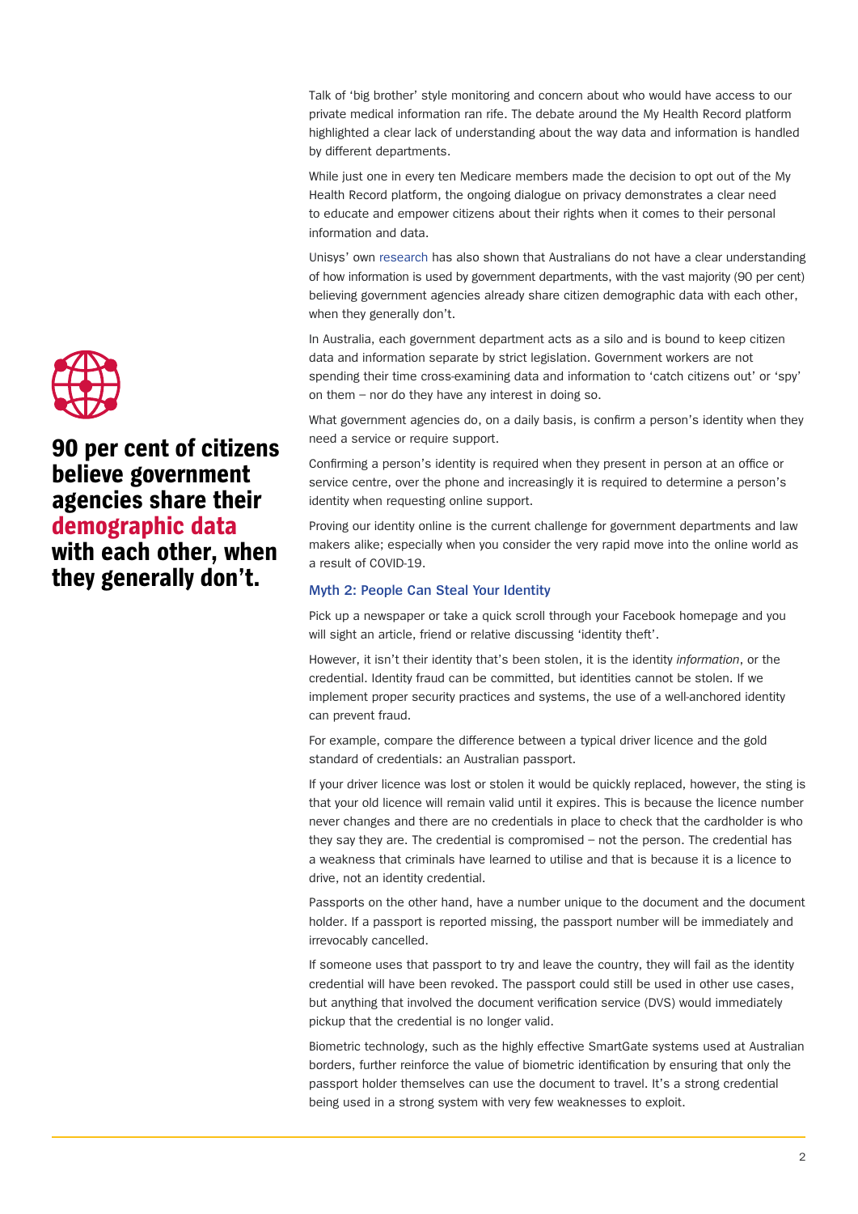Talk of 'big brother' style monitoring and concern about who would have access to our private medical information ran rife. The debate around the My Health Record platform highlighted a clear lack of understanding about the way data and information is handled by different departments.

While just one in every ten Medicare members made the decision to opt out of the My Health Record platform, the ongoing dialogue on privacy demonstrates a clear need to educate and empower citizens about their rights when it comes to their personal information and data.

Unisys' own research has also shown that Australians do not have a clear understanding of how information is used by government departments, with the vast majority (90 per cent) believing government agencies already share citizen demographic data with each other, when they generally don't.

**90 per cent of citizens believe government agencies share their demographic data with each other, when they generally don't.**

In Australia, each government department acts as a silo and is bound to keep citizen data and information separate by strict legislation. Government workers are not spending their time cross-examining data and information to 'catch citizens out' or 'spy' on them – nor do they have any interest in doing so.

What government agencies do, on a daily basis, is confirm a person's identity when they need a service or require support.

Confirming a person's identity is required when they present in person at an office or service centre, over the phone and increasingly it is required to determine a person's identity when requesting online support.

Proving our identity online is the current challenge for government departments and law makers alike; especially when you consider the very rapid move into the online world as a result of COVID-19.

### Myth 2: People Can Steal Your Identity

Pick up a newspaper or take a quick scroll through your Facebook homepage and you will sight an article, friend or relative discussing 'identity theft'.

However, it isn't their identity that's been stolen, it is the identity *information*, or the credential. Identity fraud can be committed, but identities cannot be stolen. If we implement proper security practices and systems, the use of a well-anchored identity can prevent fraud.

For example, compare the difference between a typical driver licence and the gold standard of credentials: an Australian passport.

If your driver licence was lost or stolen it would be quickly replaced, however, the sting is that your old licence will remain valid until it expires. This is because the licence number never changes and there are no credentials in place to check that the cardholder is who they say they are. The credential is compromised – not the person. The credential has a weakness that criminals have learned to utilise and that is because it is a licence to drive, not an identity credential.

Passports on the other hand, have a number unique to the document and the document holder. If a passport is reported missing, the passport number will be immediately and irrevocably cancelled.

If someone uses that passport to try and leave the country, they will fail as the identity credential will have been revoked. The passport could still be used in other use cases, but anything that involved the document verification service (DVS) would immediately pickup that the credential is no longer valid.

Biometric technology, such as the highly effective SmartGate systems used at Australian borders, further reinforce the value of biometric identification by ensuring that only the passport holder themselves can use the document to travel. It's a strong credential being used in a strong system with very few weaknesses to exploit.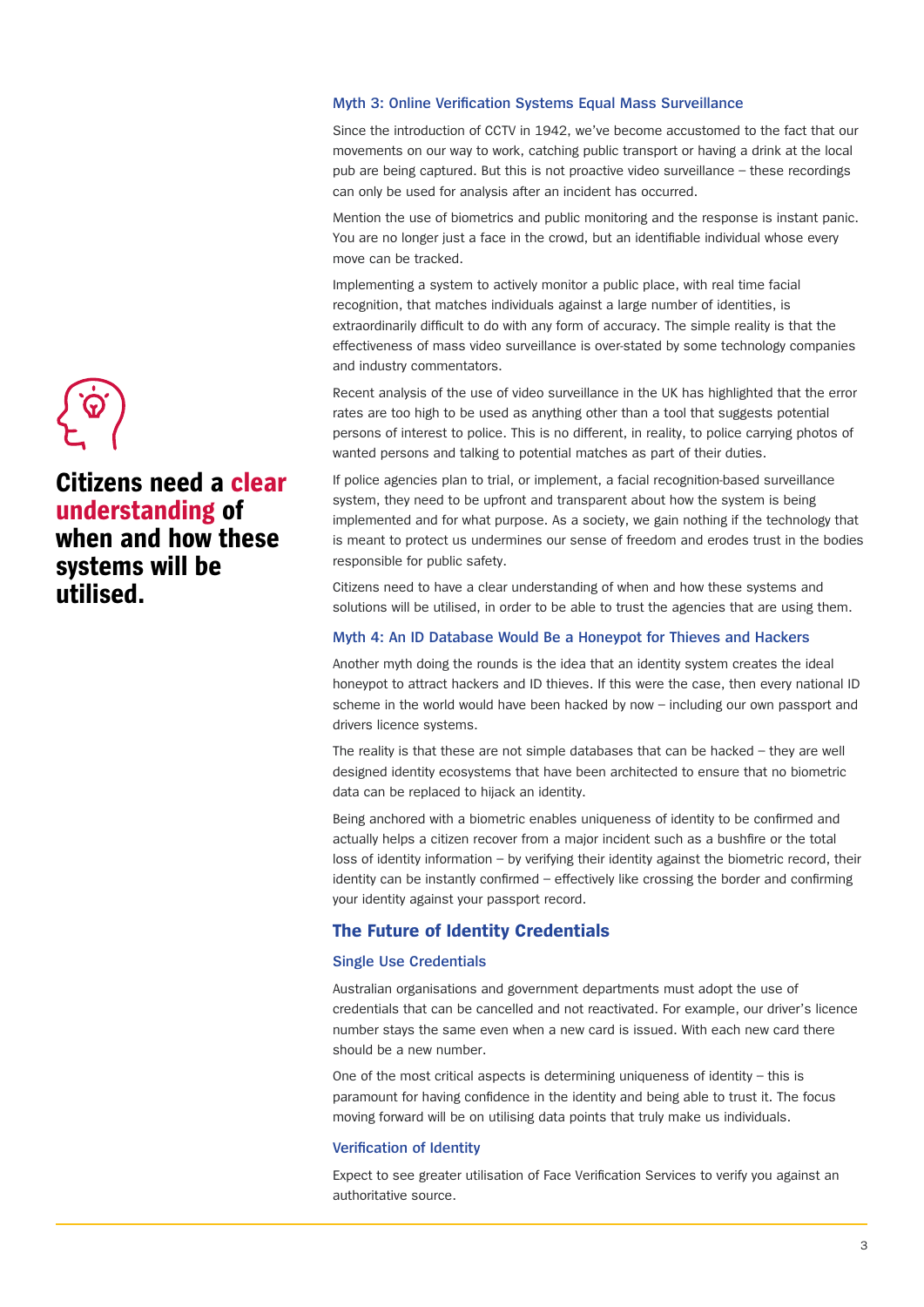### Myth 3: Online Verification Systems Equal Mass Surveillance

Since the introduction of CCTV in 1942, we've become accustomed to the fact that our movements on our way to work, catching public transport or having a drink at the local pub are being captured. But this is not proactive video surveillance – these recordings can only be used for analysis after an incident has occurred.

Mention the use of biometrics and public monitoring and the response is instant panic. You are no longer just a face in the crowd, but an identifiable individual whose every move can be tracked.

Implementing a system to actively monitor a public place, with real time facial recognition, that matches individuals against a large number of identities, is extraordinarily difficult to do with any form of accuracy. The simple reality is that the effectiveness of mass video surveillance is over-stated by some technology companies and industry commentators.

Recent analysis of the use of video surveillance in the UK has highlighted that the error rates are too high to be used as anything other than a tool that suggests potential persons of interest to police. This is no different, in reality, to police carrying photos of wanted persons and talking to potential matches as part of their duties.

If police agencies plan to trial, or implement, a facial recognition-based surveillance system, they need to be upfront and transparent about how the system is being implemented and for what purpose. As a society, we gain nothing if the technology that is meant to protect us undermines our sense of freedom and erodes trust in the bodies responsible for public safety.

Citizens need to have a clear understanding of when and how these systems and solutions will be utilised, in order to be able to trust the agencies that are using them.

**Citizens need a clear understanding of when and how these systems will be utilised.**

### Myth 4: An ID Database Would Be a Honeypot for Thieves and Hackers

Another myth doing the rounds is the idea that an identity system creates the ideal honeypot to attract hackers and ID thieves. If this were the case, then every national ID scheme in the world would have been hacked by now – including our own passport and drivers licence systems.

The reality is that these are not simple databases that can be hacked – they are well designed identity ecosystems that have been architected to ensure that no biometric data can be replaced to hijack an identity.

Being anchored with a biometric enables uniqueness of identity to be confirmed and actually helps a citizen recover from a major incident such as a bushfire or the total loss of identity information – by verifying their identity against the biometric record, their identity can be instantly confirmed – effectively like crossing the border and confirming your identity against your passport record.

## The Future of Identity Credentials

### Single Use Credentials

Australian organisations and government departments must adopt the use of credentials that can be cancelled and not reactivated. For example, our driver's licence number stays the same even when a new card is issued. With each new card there should be a new number.

One of the most critical aspects is determining uniqueness of identity – this is paramount for having confidence in the identity and being able to trust it. The focus moving forward will be on utilising data points that truly make us individuals.

### Verification of Identity

Expect to see greater utilisation of Face Verification Services to verify you against an authoritative source.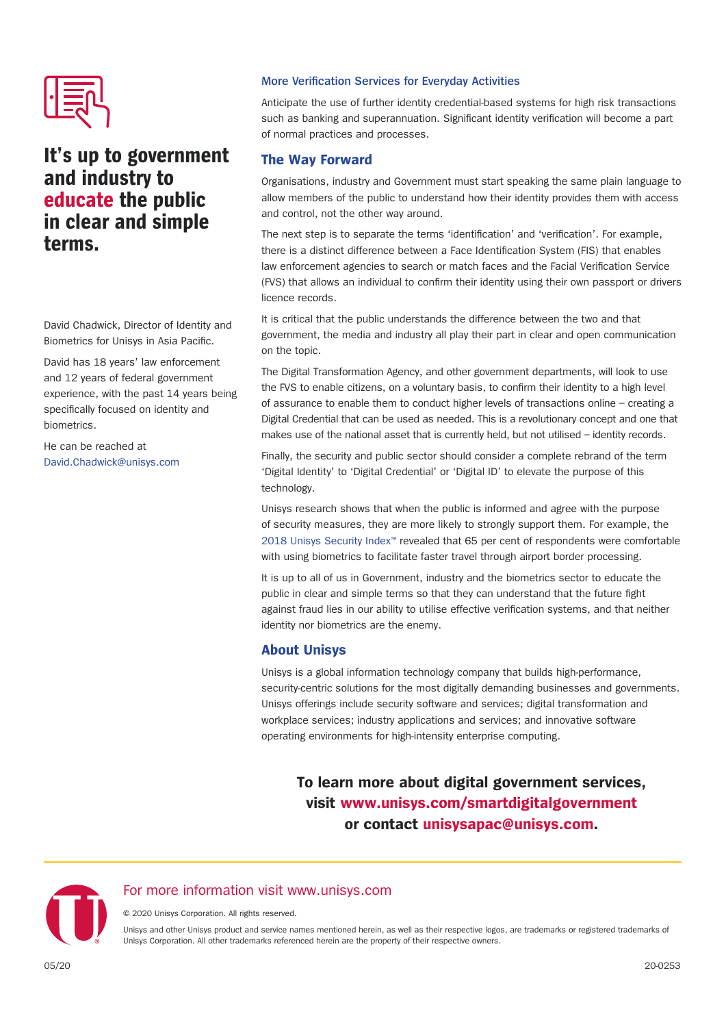## It's up to government and industry to **educate** the public in clear and simple terms.

David Chadwick, Director of Identity and Biometrics for Unisys in Asia Pacific.

David has 18 years' law enforcement and 12 years of federal government experience, with the past 14 years being specifically focused on identity and biometrics.

He can be reached at David.Chadwick@unisys.com

### More Verification Services for Everyday Activities

Anticipate the use of further identity credential-based systems for high risk transactions such as banking and superannuation. Significant identity verification will become a part of normal practices and processes.

## The Way Forward

Organisations, industry and Government must start speaking the same plain language to allow members of the public to understand how their identity provides them with access and control, not the other way around.

The next step is to separate the terms 'identification' and 'verification'. For example, there is a distinct difference between a Face Identification System (FIS) that enables law enforcement agencies to search or match faces and the Facial Verification Service (FVS) that allows an individual to confirm their identity using their own passport or drivers licence records.

It is critical that the public understands the difference between the two and that government, the media and industry all play their part in clear and open communication on the topic.

The Digital Transformation Agency, and other government departments, will look to use the FVS to enable citizens, on a voluntary basis, to confirm their identity to a high level of assurance to enable them to conduct higher levels of transactions online – creating a Digital Credential that can be used as needed. This is a revolutionary concept and one that makes use of the national asset that is currently held, but not utilised – identity records.

Finally, the security and public sector should consider a complete rebrand of the term 'Digital Identity' to 'Digital Credential' or 'Digital ID' to elevate the purpose of this technology.

Unisys research shows that when the public is informed and agree with the purpose of security measures, they are more likely to strongly support them. For example, the 2018 Unisys Security Index™ revealed that 65 per cent of respondents were comfortable with using biometrics to facilitate faster travel through airport border processing.

It is up to all of us in Government, industry and the biometrics sector to educate the public in clear and simple terms so that they can understand that the future fight against fraud lies in our ability to utilise effective verification systems, and that neither identity nor biometrics are the enemy.

## About Unisys

Unisys is a global information technology company that builds high-performance, security-centric solutions for the most digitally demanding businesses and governments. Unisys offerings include security software and services; digital transformation and workplace services; industry applications and services; and innovative software operating environments for high-intensity enterprise computing.

**To learn more about digital government services, visit www.unisys.com/smartdigitalgovernment or contact unisysapac@unisys.com.**

For more information visit www.unisys.com

© 2020 Unisys Corporation. All rights reserved.

Unisys and other Unisys product and service names mentioned herein, as well as their respective logos, are trademarks or registered trademarks of Unisys Corporation. All other trademarks referenced herein are the property of their respective owners.

05/20

20-0253